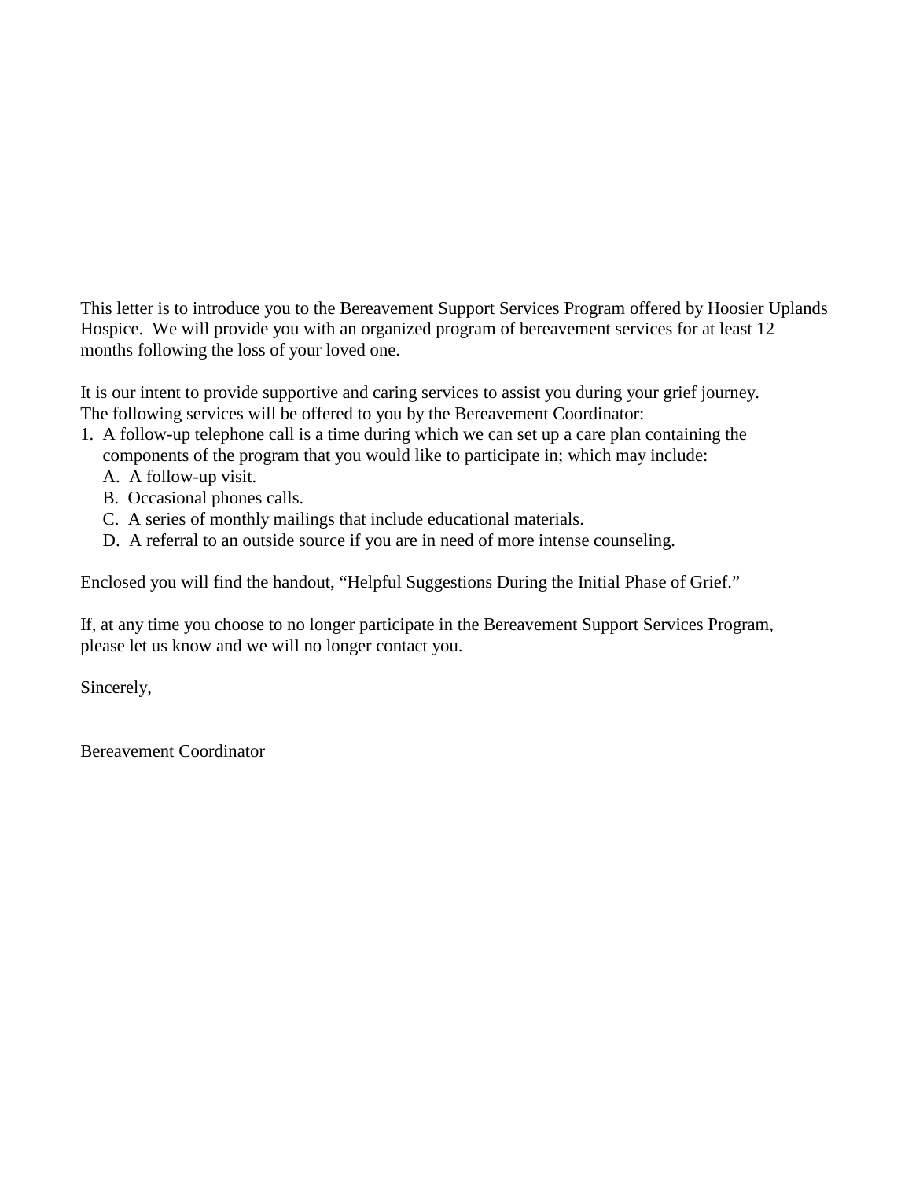This letter is to introduce you to the Bereavement Support Services Program offered by Hoosier Uplands Hospice. We will provide you with an organized program of bereavement services for at least 12 months following the loss of your loved one.

It is our intent to provide supportive and caring services to assist you during your grief journey. The following services will be offered to you by the Bereavement Coordinator:

1. A follow-up telephone call is a time during which we can set up a care plan containing the components of the program that you would like to participate in; which may include:
   A. A follow-up visit.
   B. Occasional phones calls.
   C. A series of monthly mailings that include educational materials.
   D. A referral to an outside source if you are in need of more intense counseling.

Enclosed you will find the handout, "Helpful Suggestions During the Initial Phase of Grief."

If, at any time you choose to no longer participate in the Bereavement Support Services Program, please let us know and we will no longer contact you.

Sincerely,

Bereavement Coordinator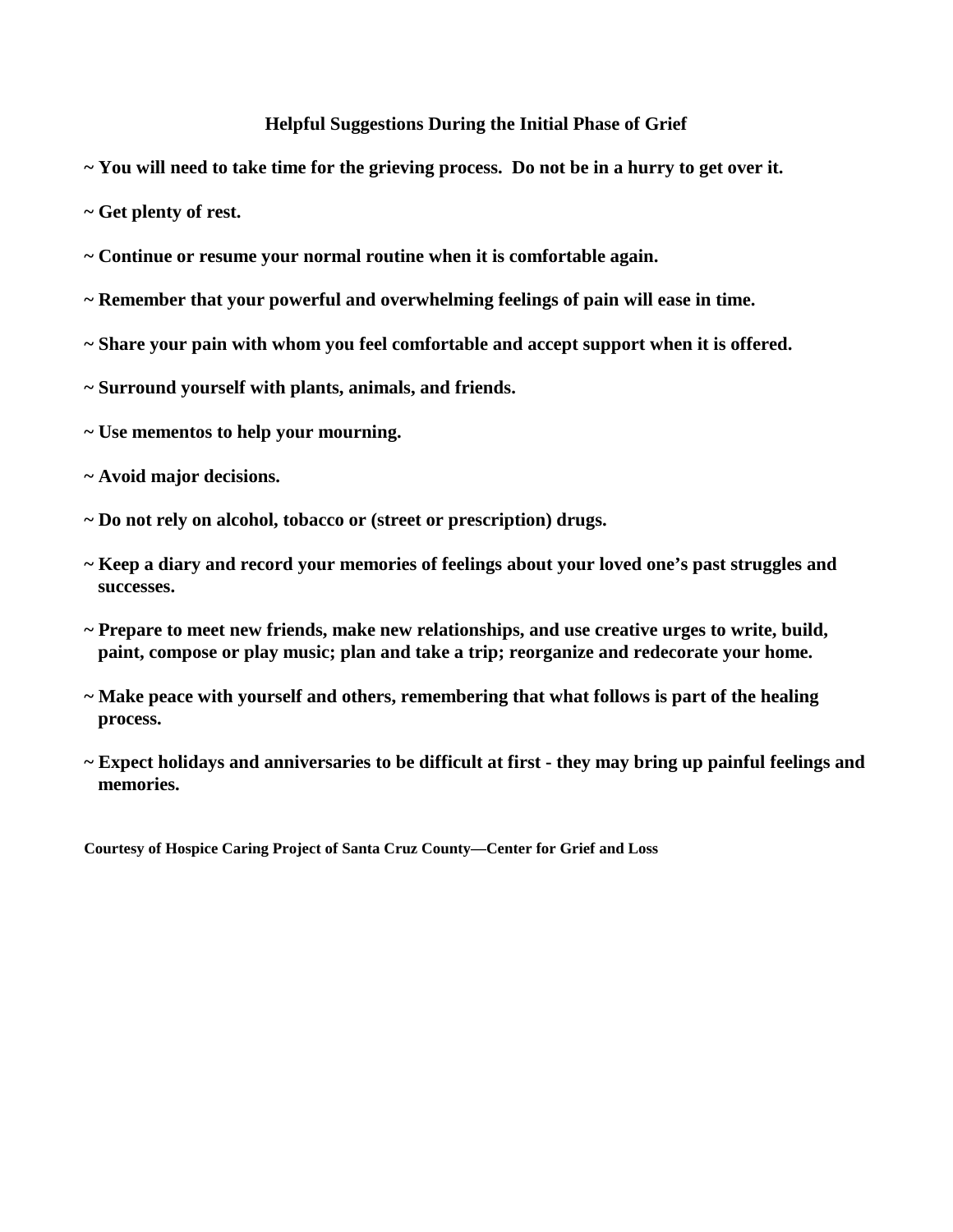**Helpful Suggestions During the Initial Phase of Grief**

**~ You will need to take time for the grieving process. Do not be in a hurry to get over it.**

**~ Get plenty of rest.**

**~ Continue or resume your normal routine when it is comfortable again.**

**~ Remember that your powerful and overwhelming feelings of pain will ease in time.**

**~ Share your pain with whom you feel comfortable and accept support when it is offered.**

**~ Surround yourself with plants, animals, and friends.**

**~ Use mementos to help your mourning.**

**~ Avoid major decisions.**

**~ Do not rely on alcohol, tobacco or (street or prescription) drugs.**

**~ Keep a diary and record your memories of feelings about your loved one's past struggles and successes.**

**~ Prepare to meet new friends, make new relationships, and use creative urges to write, build, paint, compose or play music; plan and take a trip; reorganize and redecorate your home.**

**~ Make peace with yourself and others, remembering that what follows is part of the healing process.**

**~ Expect holidays and anniversaries to be difficult at first - they may bring up painful feelings and memories.**

**Courtesy of Hospice Caring Project of Santa Cruz County—Center for Grief and Loss**